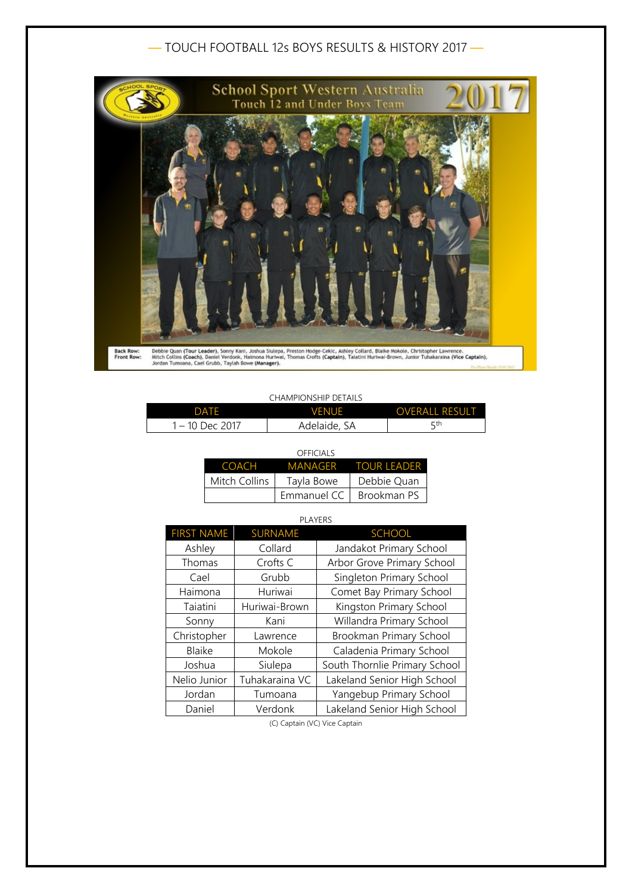# — TOUCH FOOTBALL 12s BOYS RESULTS & HISTORY 2017 —

School Sport Western Australia
Touch 12 and Under Boys Team
2017

Back Row: Debbie Quan (Tour Leader), Sonny Kani, Joshua Siulepa, Preston Hodge-Cekic, Ashley Collard, Blaike Mokole, Christopher Lawrence.
Front Row: Mitch Collins (Coach), Daniel Verdonk, Haimona Huriwai, Thomas Crofts (Captain), Taiatini Huriwai-Brown, Junior Tuhakaraina (Vice Captain), Jordan Tumoana, Cael Grubb, Taylah Bowe (Manager).

CHAMPIONSHIP DETAILS

| DATE | VENUE | OVERALL RESULT |
|---|---|---|
| 1 – 10 Dec 2017 | Adelaide, SA | 5th |

OFFICIALS

| COACH | MANAGER | TOUR LEADER |
|---|---|---|
| Mitch Collins | Tayla Bowe | Debbie Quan |
| | Emmanuel CC | Brookman PS |

PLAYERS

| FIRST NAME | SURNAME | SCHOOL |
|---|---|---|
| Ashley | Collard | Jandakot Primary School |
| Thomas | Crofts C | Arbor Grove Primary School |
| Cael | Grubb | Singleton Primary School |
| Haimona | Huriwai | Comet Bay Primary School |
| Taiatini | Huriwai-Brown | Kingston Primary School |
| Sonny | Kani | Willandra Primary School |
| Christopher | Lawrence | Brookman Primary School |
| Blaike | Mokole | Caladenia Primary School |
| Joshua | Siulepa | South Thornlie Primary School |
| Nelio Junior | Tuhakaraina VC | Lakeland Senior High School |
| Jordan | Tumoana | Yangebup Primary School |
| Daniel | Verdonk | Lakeland Senior High School |

(C) Captain (VC) Vice Captain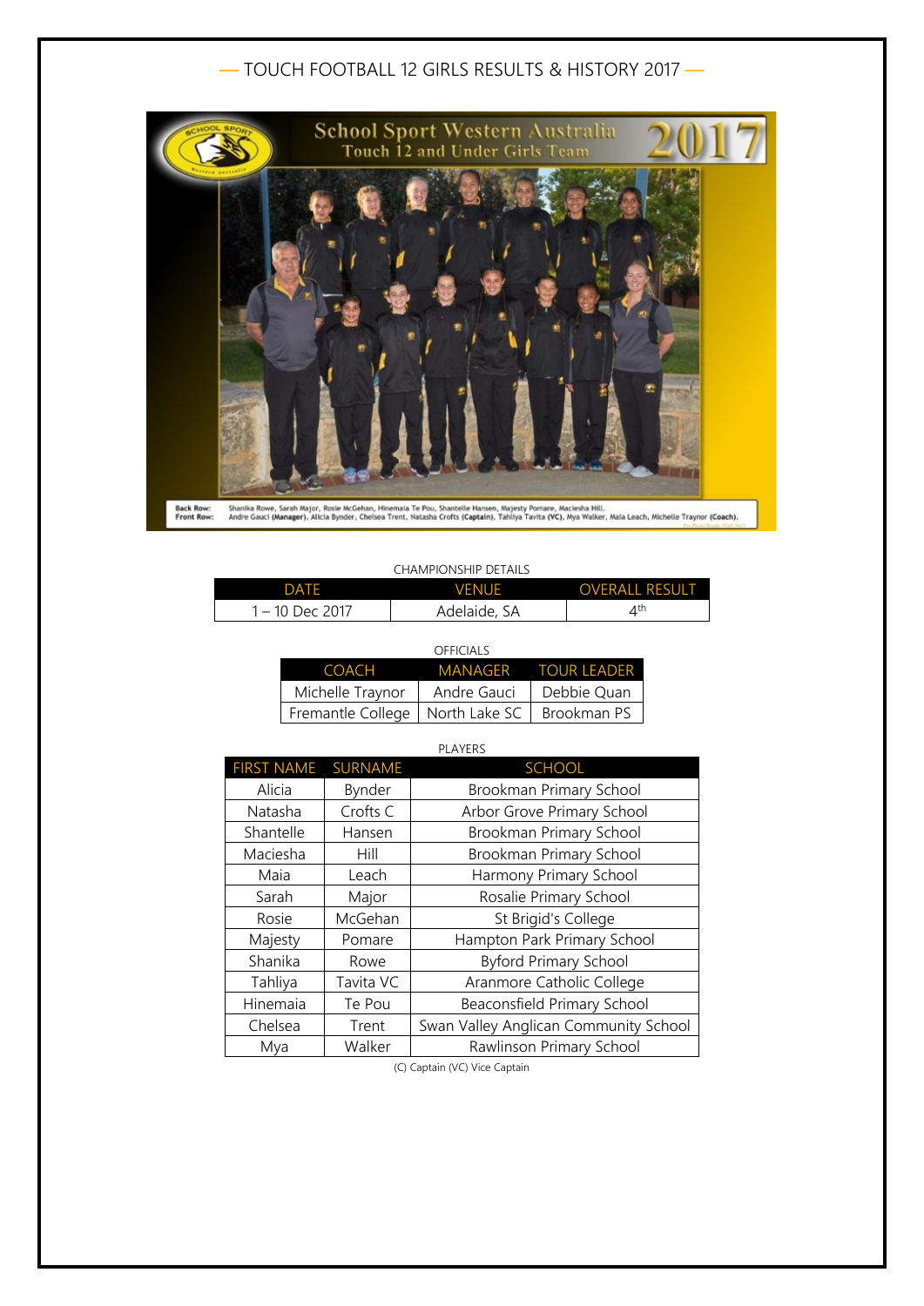# — TOUCH FOOTBALL 12 GIRLS RESULTS & HISTORY 2017 —

School Sport Western Australia
Touch 12 and Under Girls Team 2017

Back Row: Shanika Rowe, Sarah Major, Rosie McGehan, Hinemaia Te Pou, Shantelle Hansen, Majesty Pomare, Maciesha Hill.
Front Row: Andre Gauci (Manager), Alicia Bynder, Chelsea Trent, Natasha Crofts (Captain), Tahliya Tavita (VC), Mya Walker, Maia Leach, Michelle Traynor (Coach).

CHAMPIONSHIP DETAILS

| DATE | VENUE | OVERALL RESULT |
|---|---|---|
| 1 – 10 Dec 2017 | Adelaide, SA | 4th |

OFFICIALS

| COACH | MANAGER | TOUR LEADER |
|---|---|---|
| Michelle Traynor | Andre Gauci | Debbie Quan |
| Fremantle College | North Lake SC | Brookman PS |

PLAYERS

| FIRST NAME | SURNAME | SCHOOL |
|---|---|---|
| Alicia | Bynder | Brookman Primary School |
| Natasha | Crofts C | Arbor Grove Primary School |
| Shantelle | Hansen | Brookman Primary School |
| Maciesha | Hill | Brookman Primary School |
| Maia | Leach | Harmony Primary School |
| Sarah | Major | Rosalie Primary School |
| Rosie | McGehan | St Brigid's College |
| Majesty | Pomare | Hampton Park Primary School |
| Shanika | Rowe | Byford Primary School |
| Tahliya | Tavita VC | Aranmore Catholic College |
| Hinemaia | Te Pou | Beaconsfield Primary School |
| Chelsea | Trent | Swan Valley Anglican Community School |
| Mya | Walker | Rawlinson Primary School |

(C) Captain (VC) Vice Captain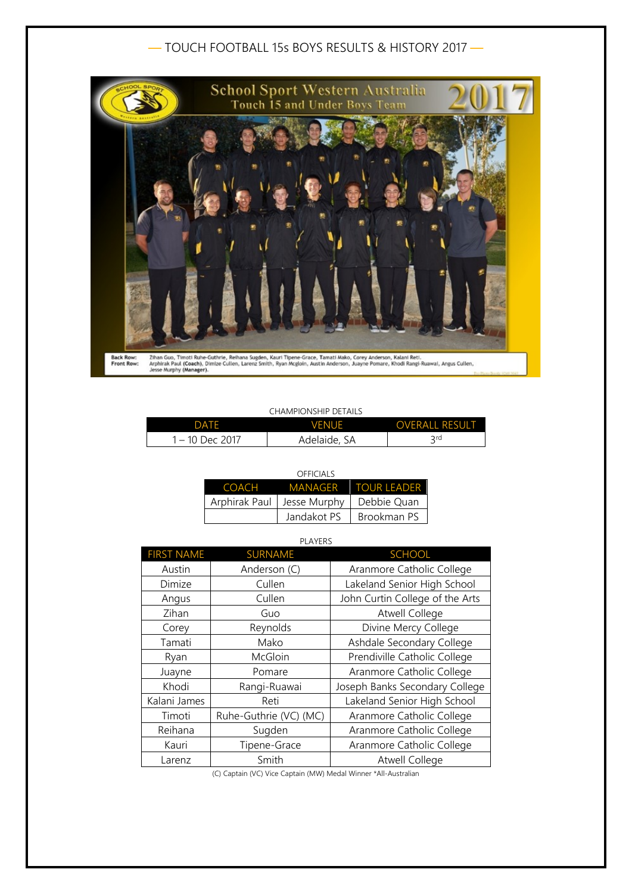## — TOUCH FOOTBALL 15s BOYS RESULTS & HISTORY 2017 —

School Sport Western Australia
Touch 15 and Under Boys Team 2017

Back Row: Zihan Guo, Timoti Ruhe-Guthrie, Reihana Sugden, Kauri Tipene-Grace, Tamati Mako, Corey Anderson, Kalani Reti.
Front Row: Arphirak Paul (Coach), Dimize Cullen, Larenz Smith, Ryan Mcgloin, Austin Anderson, Juayne Pomare, Khodi Rangi-Ruawai, Angus Cullen, Jesse Murphy (Manager).

CHAMPIONSHIP DETAILS

| DATE | VENUE | OVERALL RESULT |
|---|---|---|
| 1 – 10 Dec 2017 | Adelaide, SA | 3rd |

OFFICIALS

| COACH | MANAGER | TOUR LEADER |
|---|---|---|
| Arphirak Paul | Jesse Murphy | Debbie Quan |
| | Jandakot PS | Brookman PS |

PLAYERS

| FIRST NAME | SURNAME | SCHOOL |
|---|---|---|
| Austin | Anderson (C) | Aranmore Catholic College |
| Dimize | Cullen | Lakeland Senior High School |
| Angus | Cullen | John Curtin College of the Arts |
| Zihan | Guo | Atwell College |
| Corey | Reynolds | Divine Mercy College |
| Tamati | Mako | Ashdale Secondary College |
| Ryan | McGloin | Prendiville Catholic College |
| Juayne | Pomare | Aranmore Catholic College |
| Khodi | Rangi-Ruawai | Joseph Banks Secondary College |
| Kalani James | Reti | Lakeland Senior High School |
| Timoti | Ruhe-Guthrie (VC) (MC) | Aranmore Catholic College |
| Reihana | Sugden | Aranmore Catholic College |
| Kauri | Tipene-Grace | Aranmore Catholic College |
| Larenz | Smith | Atwell College |

(C) Captain (VC) Vice Captain (MW) Medal Winner *All-Australian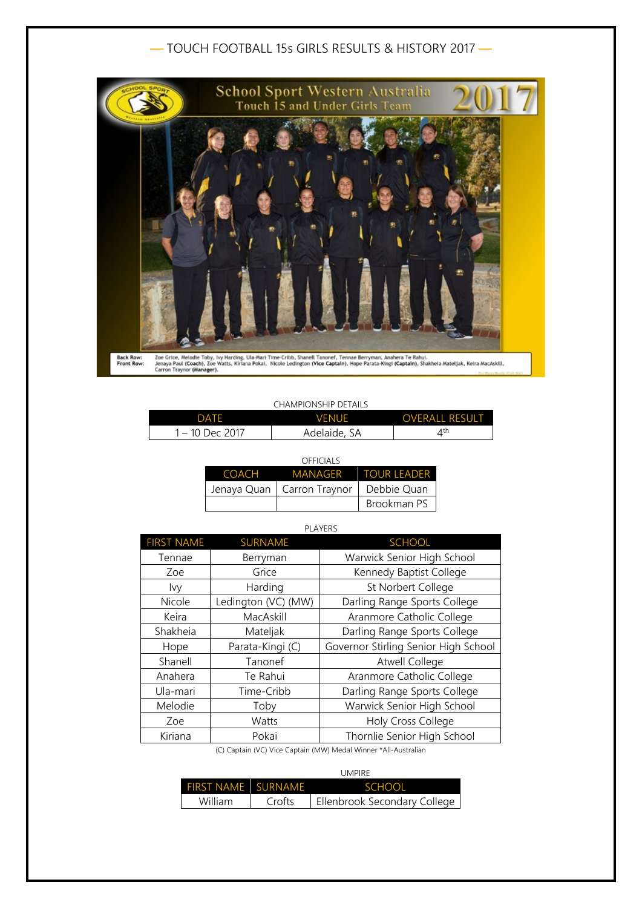# — TOUCH FOOTBALL 15s GIRLS RESULTS & HISTORY 2017 —

School Sport Western Australia
Touch 15 and Under Girls Team
2017

Back Row: Zoe Grice, Melodie Toby, Ivy Harding, Ula-Mari Time-Cribb, Shanell Tanonef, Tennae Berryman, Anahera Te Rahui.
Front Row: Jenaya Paul (Coach), Zoe Watts, Kiriana Pokai, Nicole Ledington (Vice Captain), Hope Parata-Kingi (Captain), Shakheia Mateljak, Keira MacAskill, Carron Traynor (Manager).

CHAMPIONSHIP DETAILS

| DATE | VENUE | OVERALL RESULT |
|---|---|---|
| 1 – 10 Dec 2017 | Adelaide, SA | 4th |

OFFICIALS

| COACH | MANAGER | TOUR LEADER |
|---|---|---|
| Jenaya Quan | Carron Traynor | Debbie Quan |
| | | Brookman PS |

PLAYERS

| FIRST NAME | SURNAME | SCHOOL |
|---|---|---|
| Tennae | Berryman | Warwick Senior High School |
| Zoe | Grice | Kennedy Baptist College |
| Ivy | Harding | St Norbert College |
| Nicole | Ledington (VC) (MW) | Darling Range Sports College |
| Keira | MacAskill | Aranmore Catholic College |
| Shakheia | Mateljak | Darling Range Sports College |
| Hope | Parata-Kingi (C) | Governor Stirling Senior High School |
| Shanell | Tanonef | Atwell College |
| Anahera | Te Rahui | Aranmore Catholic College |
| Ula-mari | Time-Cribb | Darling Range Sports College |
| Melodie | Toby | Warwick Senior High School |
| Zoe | Watts | Holy Cross College |
| Kiriana | Pokai | Thornlie Senior High School |

(C) Captain (VC) Vice Captain (MW) Medal Winner *All-Australian

UMPIRE

| FIRST NAME | SURNAME | SCHOOL |
|---|---|---|
| William | Crofts | Ellenbrook Secondary College |